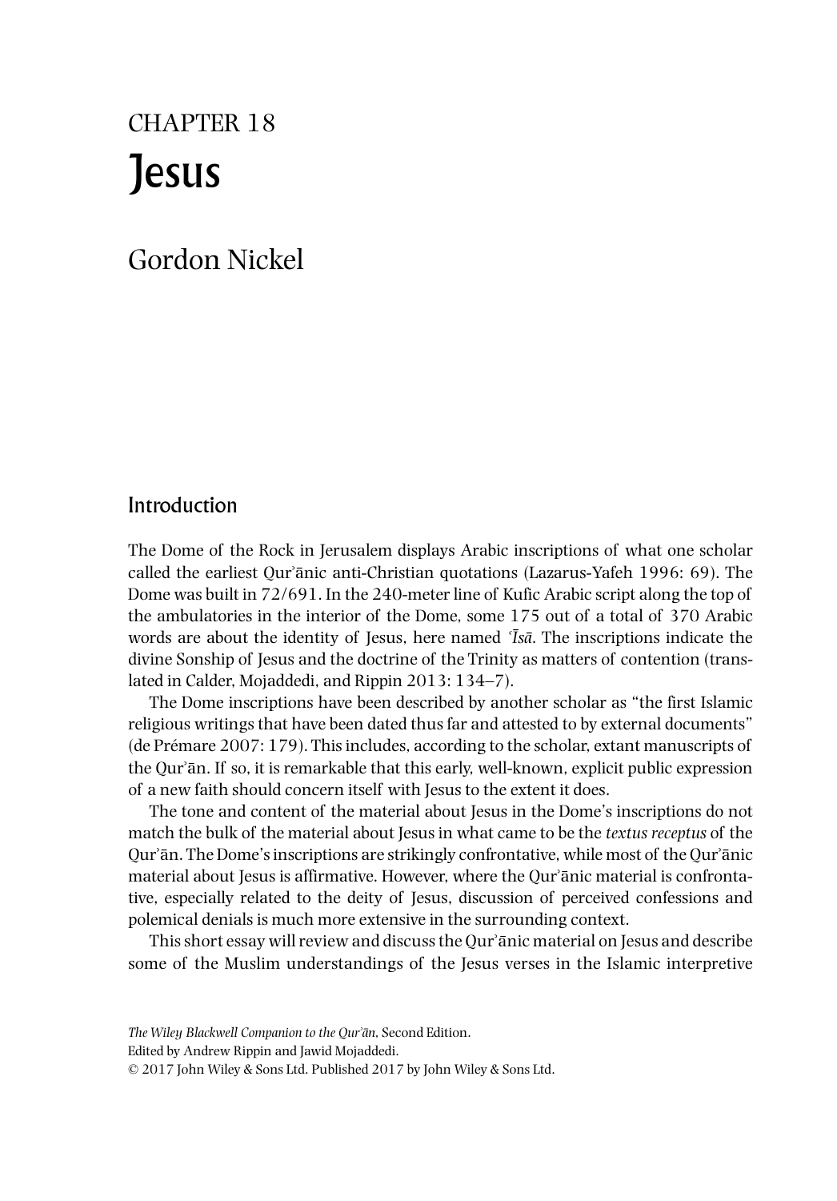# CHAPTER 18
# Jesus

## Gordon Nickel

## Introduction

The Dome of the Rock in Jerusalem displays Arabic inscriptions of what one scholar called the earliest Qurʾānic anti-Christian quotations (Lazarus-Yafeh 1996: 69). The Dome was built in 72/691. In the 240-meter line of Kufic Arabic script along the top of the ambulatories in the interior of the Dome, some 175 out of a total of 370 Arabic words are about the identity of Jesus, here named *ʿĪsā*. The inscriptions indicate the divine Sonship of Jesus and the doctrine of the Trinity as matters of contention (translated in Calder, Mojaddedi, and Rippin 2013: 134–7).

The Dome inscriptions have been described by another scholar as "the first Islamic religious writings that have been dated thus far and attested to by external documents" (de Prémare 2007: 179). This includes, according to the scholar, extant manuscripts of the Qurʾān. If so, it is remarkable that this early, well-known, explicit public expression of a new faith should concern itself with Jesus to the extent it does.

The tone and content of the material about Jesus in the Dome's inscriptions do not match the bulk of the material about Jesus in what came to be the *textus receptus* of the Qurʾān. The Dome's inscriptions are strikingly confrontative, while most of the Qurʾānic material about Jesus is affirmative. However, where the Qurʾānic material is confrontative, especially related to the deity of Jesus, discussion of perceived confessions and polemical denials is much more extensive in the surrounding context.

This short essay will review and discuss the Qurʾānic material on Jesus and describe some of the Muslim understandings of the Jesus verses in the Islamic interpretive

*The Wiley Blackwell Companion to the Qurʾān*, Second Edition.
Edited by Andrew Rippin and Jawid Mojaddedi.
© 2017 John Wiley & Sons Ltd. Published 2017 by John Wiley & Sons Ltd.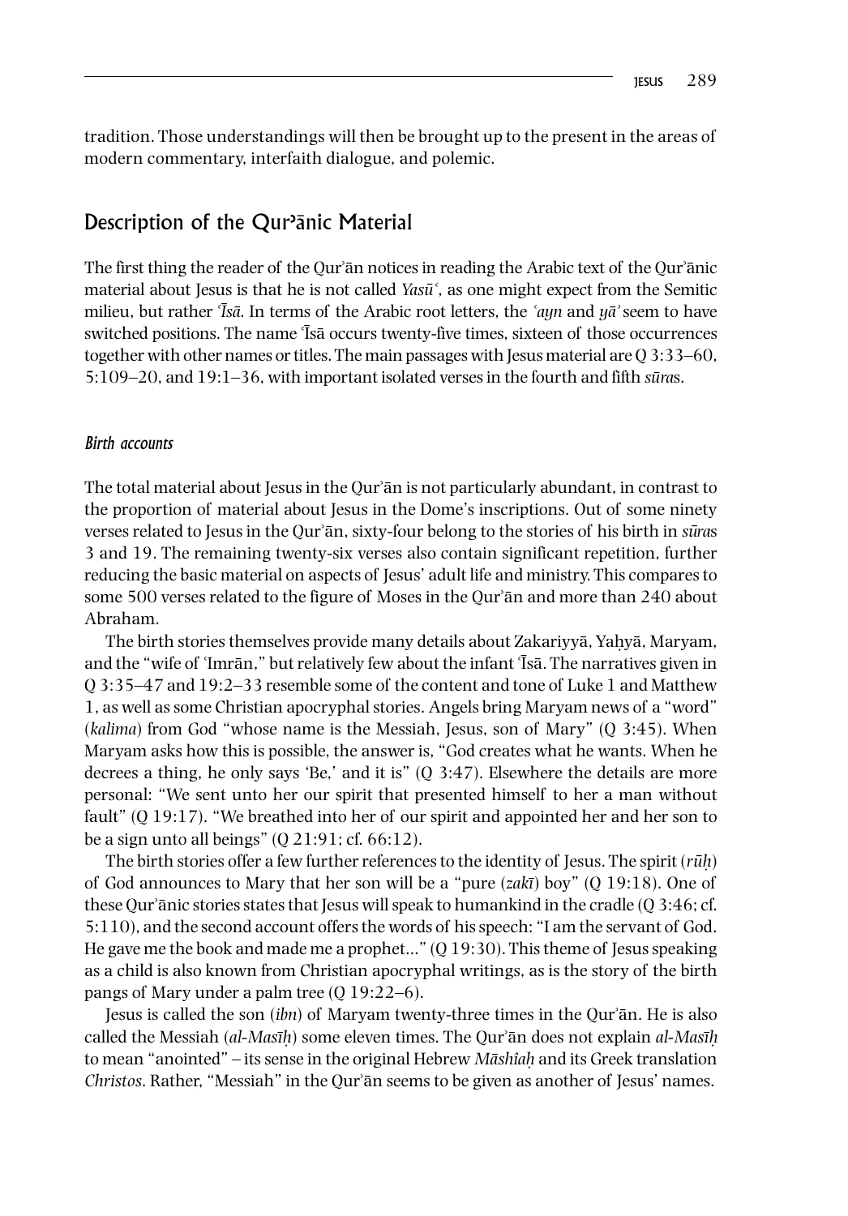tradition. Those understandings will then be brought up to the present in the areas of modern commentary, interfaith dialogue, and polemic.

## Description of the Qurʾānic Material

The first thing the reader of the Qurʾān notices in reading the Arabic text of the Qurʾānic material about Jesus is that he is not called *Yasūʿ*, as one might expect from the Semitic milieu, but rather *ʿĪsā*. In terms of the Arabic root letters, the *ʿayn* and *yāʾ* seem to have switched positions. The name ʿĪsā occurs twenty-five times, sixteen of those occurrences together with other names or titles. The main passages with Jesus material are Q 3:33–60, 5:109–20, and 19:1–36, with important isolated verses in the fourth and fifth *sūra*s.

### *Birth accounts*

The total material about Jesus in the Qurʾān is not particularly abundant, in contrast to the proportion of material about Jesus in the Dome's inscriptions. Out of some ninety verses related to Jesus in the Qurʾān, sixty-four belong to the stories of his birth in *sūra*s 3 and 19. The remaining twenty-six verses also contain significant repetition, further reducing the basic material on aspects of Jesus' adult life and ministry. This compares to some 500 verses related to the figure of Moses in the Qurʾān and more than 240 about Abraham.

The birth stories themselves provide many details about Zakariyyā, Yaḥyā, Maryam, and the "wife of ʿImrān," but relatively few about the infant ʿĪsā. The narratives given in Q 3:35–47 and 19:2–33 resemble some of the content and tone of Luke 1 and Matthew 1, as well as some Christian apocryphal stories. Angels bring Maryam news of a "word" (*kalima*) from God "whose name is the Messiah, Jesus, son of Mary" (Q 3:45). When Maryam asks how this is possible, the answer is, "God creates what he wants. When he decrees a thing, he only says 'Be,' and it is" (Q 3:47). Elsewhere the details are more personal: "We sent unto her our spirit that presented himself to her a man without fault" (Q 19:17). "We breathed into her of our spirit and appointed her and her son to be a sign unto all beings" (Q 21:91; cf. 66:12).

The birth stories offer a few further references to the identity of Jesus. The spirit (*rūḥ*) of God announces to Mary that her son will be a "pure (*zakī*) boy" (Q 19:18). One of these Qurʾānic stories states that Jesus will speak to humankind in the cradle (Q 3:46; cf. 5:110), and the second account offers the words of his speech: "I am the servant of God. He gave me the book and made me a prophet…" (Q 19:30). This theme of Jesus speaking as a child is also known from Christian apocryphal writings, as is the story of the birth pangs of Mary under a palm tree (Q 19:22–6).

Jesus is called the son (*ibn*) of Maryam twenty-three times in the Qurʾān. He is also called the Messiah (*al-Masīḥ*) some eleven times. The Qurʾān does not explain *al-Masīḥ* to mean "anointed" – its sense in the original Hebrew *Māshîaḥ* and its Greek translation *Christos*. Rather, "Messiah" in the Qurʾān seems to be given as another of Jesus' names.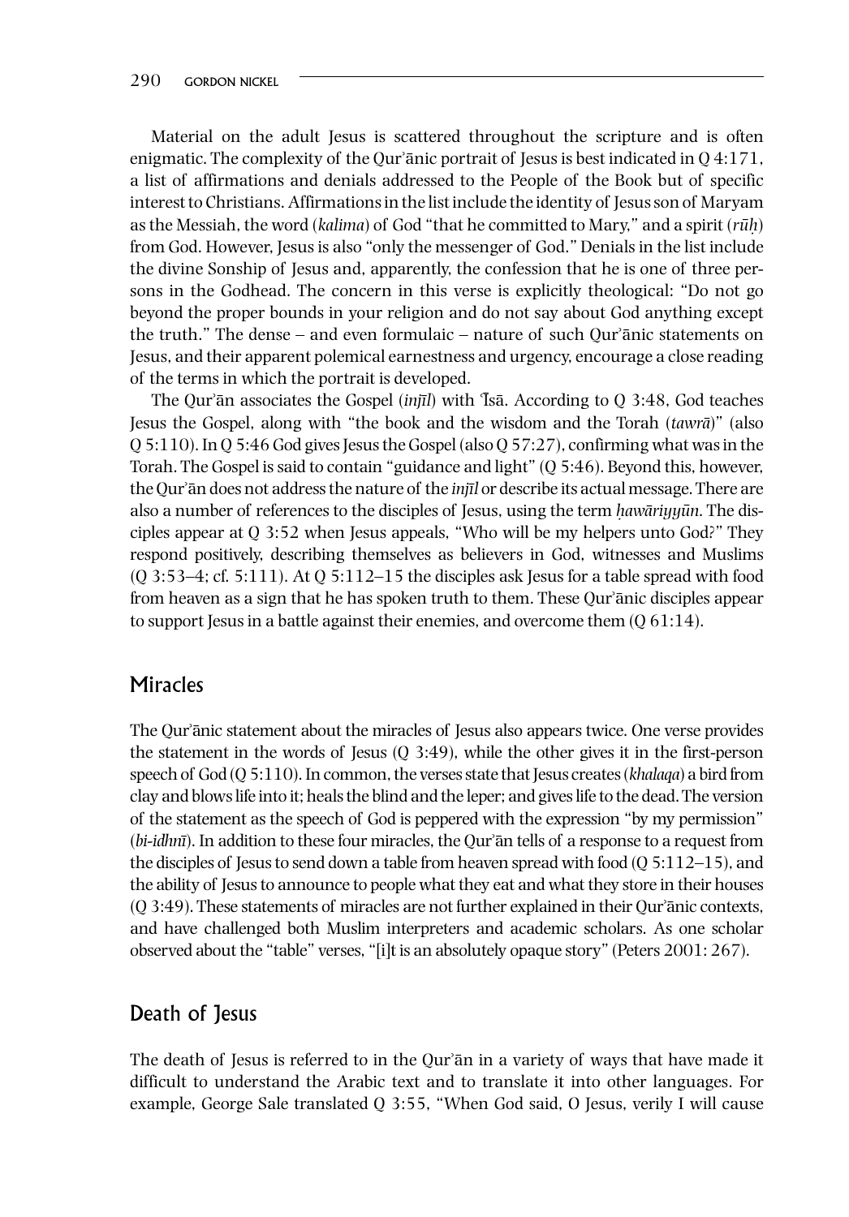Material on the adult Jesus is scattered throughout the scripture and is often enigmatic. The complexity of the Qurʾānic portrait of Jesus is best indicated in Q 4:171, a list of affirmations and denials addressed to the People of the Book but of specific interest to Christians. Affirmations in the list include the identity of Jesus son of Maryam as the Messiah, the word (*kalima*) of God "that he committed to Mary," and a spirit (*rūḥ*) from God. However, Jesus is also "only the messenger of God." Denials in the list include the divine Sonship of Jesus and, apparently, the confession that he is one of three persons in the Godhead. The concern in this verse is explicitly theological: "Do not go beyond the proper bounds in your religion and do not say about God anything except the truth." The dense – and even formulaic – nature of such Qurʾānic statements on Jesus, and their apparent polemical earnestness and urgency, encourage a close reading of the terms in which the portrait is developed.

The Qurʾān associates the Gospel (*injīl*) with ʿĪsā. According to Q 3:48, God teaches Jesus the Gospel, along with "the book and the wisdom and the Torah (*tawrā*)" (also Q 5:110). In Q 5:46 God gives Jesus the Gospel (also Q 57:27), confirming what was in the Torah. The Gospel is said to contain "guidance and light" (Q 5:46). Beyond this, however, the Qurʾān does not address the nature of the *injīl* or describe its actual message. There are also a number of references to the disciples of Jesus, using the term *ḥawāriyyūn*. The disciples appear at Q 3:52 when Jesus appeals, "Who will be my helpers unto God?" They respond positively, describing themselves as believers in God, witnesses and Muslims (Q 3:53–4; cf. 5:111). At Q 5:112–15 the disciples ask Jesus for a table spread with food from heaven as a sign that he has spoken truth to them. These Qurʾānic disciples appear to support Jesus in a battle against their enemies, and overcome them (Q 61:14).

## Miracles

The Qurʾānic statement about the miracles of Jesus also appears twice. One verse provides the statement in the words of Jesus (Q 3:49), while the other gives it in the first-person speech of God (Q 5:110). In common, the verses state that Jesus creates (*khalaqa*) a bird from clay and blows life into it; heals the blind and the leper; and gives life to the dead. The version of the statement as the speech of God is peppered with the expression "by my permission" (*bi-idhnī*). In addition to these four miracles, the Qurʾān tells of a response to a request from the disciples of Jesus to send down a table from heaven spread with food (Q 5:112–15), and the ability of Jesus to announce to people what they eat and what they store in their houses (Q 3:49). These statements of miracles are not further explained in their Qurʾānic contexts, and have challenged both Muslim interpreters and academic scholars. As one scholar observed about the "table" verses, "[i]t is an absolutely opaque story" (Peters 2001: 267).

## Death of Jesus

The death of Jesus is referred to in the Qurʾān in a variety of ways that have made it difficult to understand the Arabic text and to translate it into other languages. For example, George Sale translated Q 3:55, "When God said, O Jesus, verily I will cause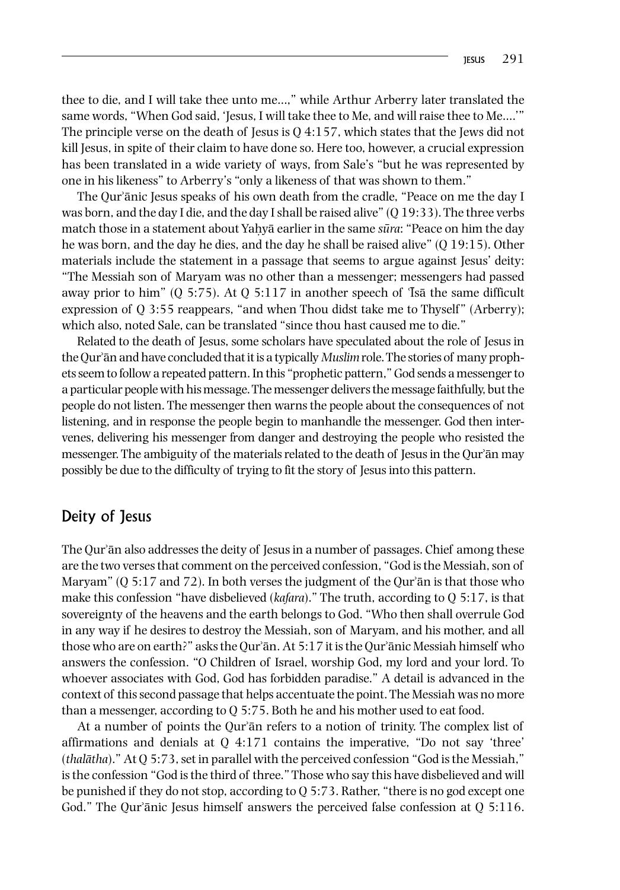thee to die, and I will take thee unto me...," while Arthur Arberry later translated the same words, "When God said, 'Jesus, I will take thee to Me, and will raise thee to Me....'" The principle verse on the death of Jesus is Q 4:157, which states that the Jews did not kill Jesus, in spite of their claim to have done so. Here too, however, a crucial expression has been translated in a wide variety of ways, from Sale's "but he was represented by one in his likeness" to Arberry's "only a likeness of that was shown to them."

The Qurʾānic Jesus speaks of his own death from the cradle, "Peace on me the day I was born, and the day I die, and the day I shall be raised alive" (Q 19:33). The three verbs match those in a statement about Yaḥyā earlier in the same *sūra*: "Peace on him the day he was born, and the day he dies, and the day he shall be raised alive" (Q 19:15). Other materials include the statement in a passage that seems to argue against Jesus' deity: "The Messiah son of Maryam was no other than a messenger; messengers had passed away prior to him" (Q 5:75). At Q 5:117 in another speech of ʿĪsā the same difficult expression of Q 3:55 reappears, "and when Thou didst take me to Thyself" (Arberry); which also, noted Sale, can be translated "since thou hast caused me to die."

Related to the death of Jesus, some scholars have speculated about the role of Jesus in the Qurʾān and have concluded that it is a typically *Muslim* role. The stories of many prophets seem to follow a repeated pattern. In this "prophetic pattern," God sends a messenger to a particular people with his message. The messenger delivers the message faithfully, but the people do not listen. The messenger then warns the people about the consequences of not listening, and in response the people begin to manhandle the messenger. God then intervenes, delivering his messenger from danger and destroying the people who resisted the messenger. The ambiguity of the materials related to the death of Jesus in the Qurʾān may possibly be due to the difficulty of trying to fit the story of Jesus into this pattern.

## Deity of Jesus

The Qurʾān also addresses the deity of Jesus in a number of passages. Chief among these are the two verses that comment on the perceived confession, "God is the Messiah, son of Maryam" (Q 5:17 and 72). In both verses the judgment of the Qurʾān is that those who make this confession "have disbelieved (*kafara*)." The truth, according to Q 5:17, is that sovereignty of the heavens and the earth belongs to God. "Who then shall overrule God in any way if he desires to destroy the Messiah, son of Maryam, and his mother, and all those who are on earth?" asks the Qurʾān. At 5:17 it is the Qurʾānic Messiah himself who answers the confession. "O Children of Israel, worship God, my lord and your lord. To whoever associates with God, God has forbidden paradise." A detail is advanced in the context of this second passage that helps accentuate the point. The Messiah was no more than a messenger, according to Q 5:75. Both he and his mother used to eat food.

At a number of points the Qurʾān refers to a notion of trinity. The complex list of affirmations and denials at Q 4:171 contains the imperative, "Do not say 'three' (*thalātha*)." At Q 5:73, set in parallel with the perceived confession "God is the Messiah," is the confession "God is the third of three." Those who say this have disbelieved and will be punished if they do not stop, according to Q 5:73. Rather, "there is no god except one God." The Qurʾānic Jesus himself answers the perceived false confession at Q 5:116.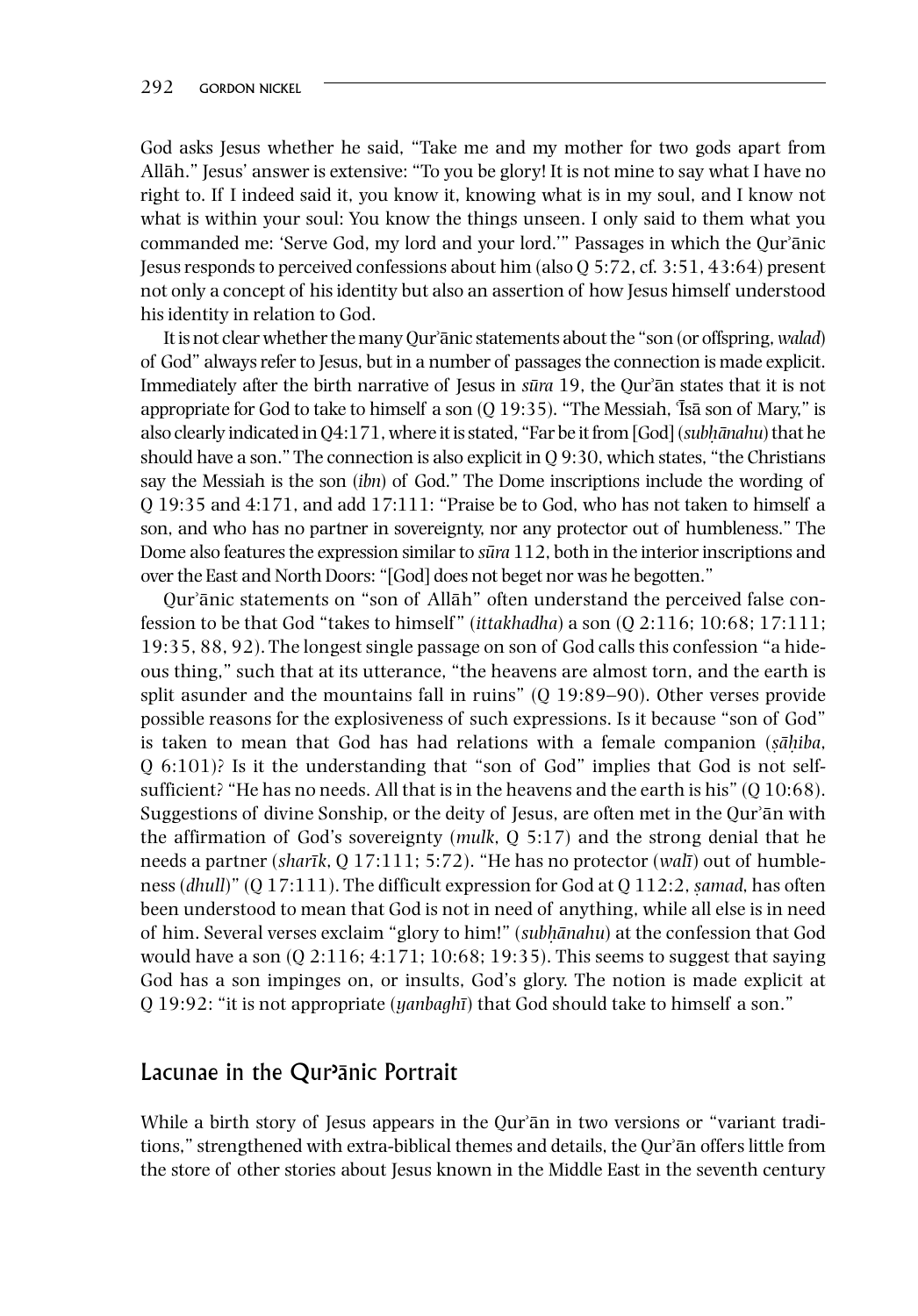God asks Jesus whether he said, "Take me and my mother for two gods apart from Allāh." Jesus' answer is extensive: "To you be glory! It is not mine to say what I have no right to. If I indeed said it, you know it, knowing what is in my soul, and I know not what is within your soul: You know the things unseen. I only said to them what you commanded me: 'Serve God, my lord and your lord.'" Passages in which the Qurʾānic Jesus responds to perceived confessions about him (also Q 5:72, cf. 3:51, 43:64) present not only a concept of his identity but also an assertion of how Jesus himself understood his identity in relation to God.

It is not clear whether the many Qurʾānic statements about the "son (or offspring, *walad*) of God" always refer to Jesus, but in a number of passages the connection is made explicit. Immediately after the birth narrative of Jesus in *sūra* 19, the Qurʾān states that it is not appropriate for God to take to himself a son (Q 19:35). "The Messiah, ʿĪsā son of Mary," is also clearly indicated in Q4:171, where it is stated, "Far be it from [God] (*subḥānahu*) that he should have a son." The connection is also explicit in Q 9:30, which states, "the Christians say the Messiah is the son (*ibn*) of God." The Dome inscriptions include the wording of Q 19:35 and 4:171, and add 17:111: "Praise be to God, who has not taken to himself a son, and who has no partner in sovereignty, nor any protector out of humbleness." The Dome also features the expression similar to *sūra* 112, both in the interior inscriptions and over the East and North Doors: "[God] does not beget nor was he begotten."

Qurʾānic statements on "son of Allāh" often understand the perceived false confession to be that God "takes to himself" (*ittakhadha*) a son (Q 2:116; 10:68; 17:111; 19:35, 88, 92). The longest single passage on son of God calls this confession "a hideous thing," such that at its utterance, "the heavens are almost torn, and the earth is split asunder and the mountains fall in ruins" (Q 19:89–90). Other verses provide possible reasons for the explosiveness of such expressions. Is it because "son of God" is taken to mean that God has had relations with a female companion (*ṣāḥiba*, Q 6:101)? Is it the understanding that "son of God" implies that God is not self-sufficient? "He has no needs. All that is in the heavens and the earth is his" (Q 10:68). Suggestions of divine Sonship, or the deity of Jesus, are often met in the Qurʾān with the affirmation of God's sovereignty (*mulk*, Q 5:17) and the strong denial that he needs a partner (*sharīk*, Q 17:111; 5:72). "He has no protector (*walī*) out of humbleness (*dhull*)" (Q 17:111). The difficult expression for God at Q 112:2, *ṣamad*, has often been understood to mean that God is not in need of anything, while all else is in need of him. Several verses exclaim "glory to him!" (*subḥānahu*) at the confession that God would have a son (Q 2:116; 4:171; 10:68; 19:35). This seems to suggest that saying God has a son impinges on, or insults, God's glory. The notion is made explicit at Q 19:92: "it is not appropriate (*yanbaghī*) that God should take to himself a son."

## Lacunae in the Qurʾānic Portrait

While a birth story of Jesus appears in the Qurʾān in two versions or "variant traditions," strengthened with extra-biblical themes and details, the Qurʾān offers little from the store of other stories about Jesus known in the Middle East in the seventh century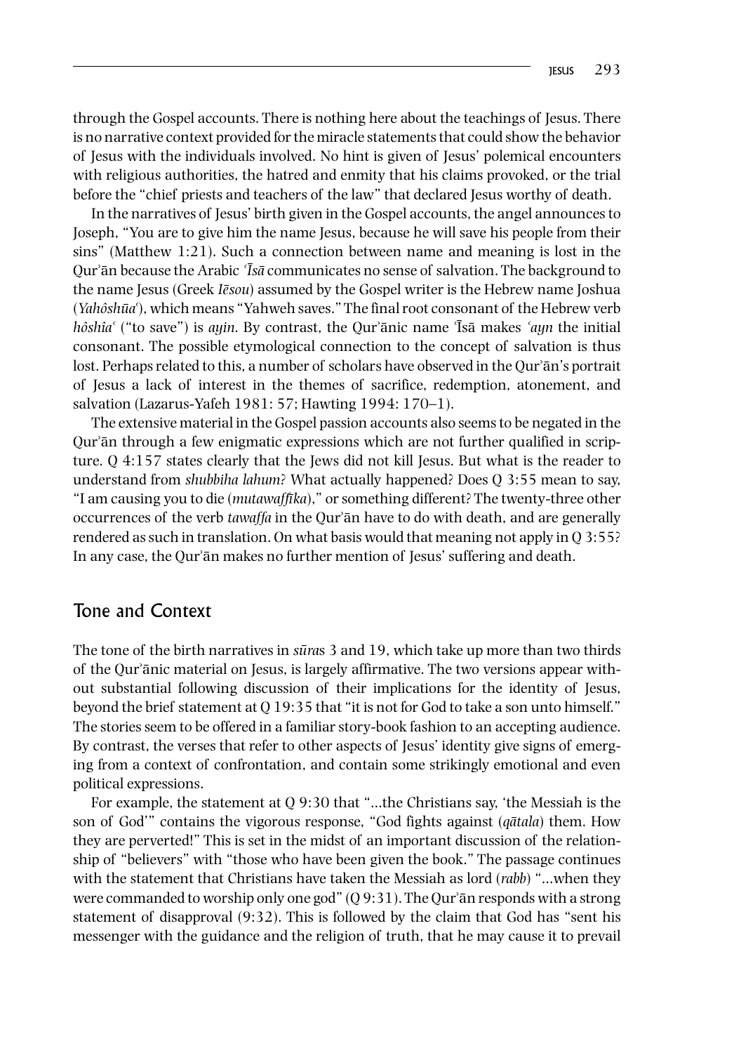through the Gospel accounts. There is nothing here about the teachings of Jesus. There is no narrative context provided for the miracle statements that could show the behavior of Jesus with the individuals involved. No hint is given of Jesus' polemical encounters with religious authorities, the hatred and enmity that his claims provoked, or the trial before the "chief priests and teachers of the law" that declared Jesus worthy of death.

In the narratives of Jesus' birth given in the Gospel accounts, the angel announces to Joseph, "You are to give him the name Jesus, because he will save his people from their sins" (Matthew 1:21). Such a connection between name and meaning is lost in the Qurʾān because the Arabic *ʿĪsā* communicates no sense of salvation. The background to the name Jesus (Greek *Iēsou*) assumed by the Gospel writer is the Hebrew name Joshua (*Yahôshūaʿ*), which means "Yahweh saves." The final root consonant of the Hebrew verb *hôshîaʿ* ("to save") is *ayin*. By contrast, the Qurʾānic name ʿĪsā makes *ʿayn* the initial consonant. The possible etymological connection to the concept of salvation is thus lost. Perhaps related to this, a number of scholars have observed in the Qurʾān's portrait of Jesus a lack of interest in the themes of sacrifice, redemption, atonement, and salvation (Lazarus-Yafeh 1981: 57; Hawting 1994: 170–1).

The extensive material in the Gospel passion accounts also seems to be negated in the Qurʾān through a few enigmatic expressions which are not further qualified in scripture. Q 4:157 states clearly that the Jews did not kill Jesus. But what is the reader to understand from *shubbiha lahum*? What actually happened? Does Q 3:55 mean to say, "I am causing you to die (*mutawaffīka*)," or something different? The twenty-three other occurrences of the verb *tawaffa* in the Qurʾān have to do with death, and are generally rendered as such in translation. On what basis would that meaning not apply in Q 3:55? In any case, the Qurʾān makes no further mention of Jesus' suffering and death.

## Tone and Context

The tone of the birth narratives in *sūra*s 3 and 19, which take up more than two thirds of the Qurʾānic material on Jesus, is largely affirmative. The two versions appear without substantial following discussion of their implications for the identity of Jesus, beyond the brief statement at Q 19:35 that "it is not for God to take a son unto himself." The stories seem to be offered in a familiar story-book fashion to an accepting audience. By contrast, the verses that refer to other aspects of Jesus' identity give signs of emerging from a context of confrontation, and contain some strikingly emotional and even political expressions.

For example, the statement at Q 9:30 that "...the Christians say, 'the Messiah is the son of God'" contains the vigorous response, "God fights against (*qātala*) them. How they are perverted!" This is set in the midst of an important discussion of the relationship of "believers" with "those who have been given the book." The passage continues with the statement that Christians have taken the Messiah as lord (*rabb*) "...when they were commanded to worship only one god" (Q 9:31). The Qurʾān responds with a strong statement of disapproval (9:32). This is followed by the claim that God has "sent his messenger with the guidance and the religion of truth, that he may cause it to prevail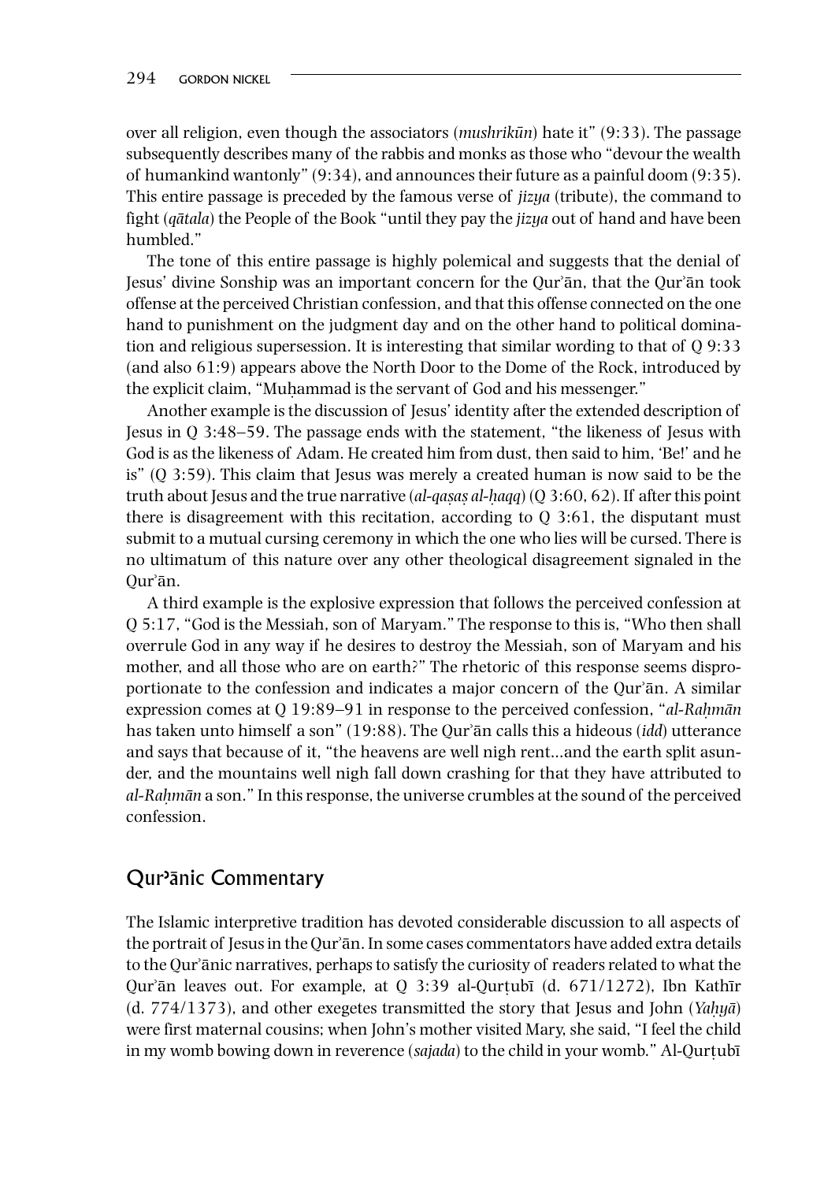over all religion, even though the associators (*mushrikūn*) hate it" (9:33). The passage subsequently describes many of the rabbis and monks as those who "devour the wealth of humankind wantonly" (9:34), and announces their future as a painful doom (9:35). This entire passage is preceded by the famous verse of *jizya* (tribute), the command to fight (*qātala*) the People of the Book "until they pay the *jizya* out of hand and have been humbled."

The tone of this entire passage is highly polemical and suggests that the denial of Jesus' divine Sonship was an important concern for the Qurʾān, that the Qurʾān took offense at the perceived Christian confession, and that this offense connected on the one hand to punishment on the judgment day and on the other hand to political domination and religious supersession. It is interesting that similar wording to that of Q 9:33 (and also 61:9) appears above the North Door to the Dome of the Rock, introduced by the explicit claim, "Muḥammad is the servant of God and his messenger."

Another example is the discussion of Jesus' identity after the extended description of Jesus in Q 3:48–59. The passage ends with the statement, "the likeness of Jesus with God is as the likeness of Adam. He created him from dust, then said to him, 'Be!' and he is" (Q 3:59). This claim that Jesus was merely a created human is now said to be the truth about Jesus and the true narrative (*al-qaṣaṣ al-ḥaqq*) (Q 3:60, 62). If after this point there is disagreement with this recitation, according to Q 3:61, the disputant must submit to a mutual cursing ceremony in which the one who lies will be cursed. There is no ultimatum of this nature over any other theological disagreement signaled in the Qurʾān.

A third example is the explosive expression that follows the perceived confession at Q 5:17, "God is the Messiah, son of Maryam." The response to this is, "Who then shall overrule God in any way if he desires to destroy the Messiah, son of Maryam and his mother, and all those who are on earth?" The rhetoric of this response seems disproportionate to the confession and indicates a major concern of the Qurʾān. A similar expression comes at Q 19:89–91 in response to the perceived confession, "*al-Raḥmān* has taken unto himself a son" (19:88). The Qurʾān calls this a hideous (*idd*) utterance and says that because of it, "the heavens are well nigh rent…and the earth split asunder, and the mountains well nigh fall down crashing for that they have attributed to *al-Raḥmān* a son." In this response, the universe crumbles at the sound of the perceived confession.

## Qurʾānic Commentary

The Islamic interpretive tradition has devoted considerable discussion to all aspects of the portrait of Jesus in the Qurʾān. In some cases commentators have added extra details to the Qurʾānic narratives, perhaps to satisfy the curiosity of readers related to what the Qurʾān leaves out. For example, at Q 3:39 al-Qurṭubī (d. 671/1272), Ibn Kathīr (d. 774/1373), and other exegetes transmitted the story that Jesus and John (*Yaḥyā*) were first maternal cousins; when John's mother visited Mary, she said, "I feel the child in my womb bowing down in reverence (*sajada*) to the child in your womb." Al-Qurṭubī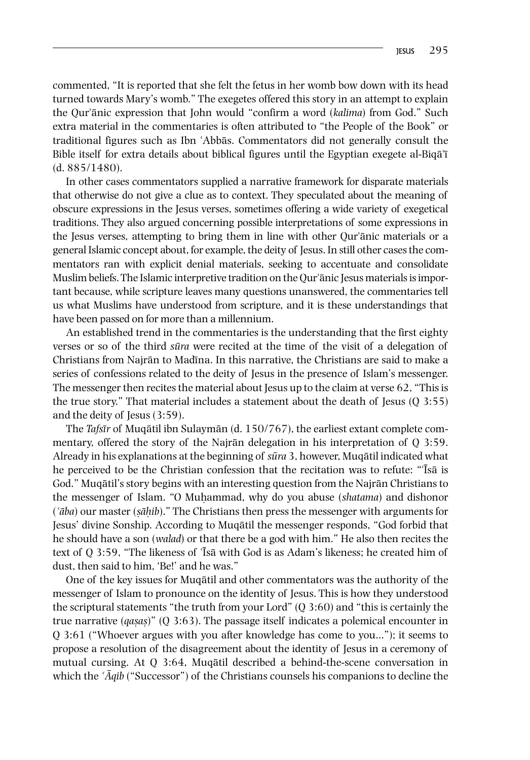commented, "It is reported that she felt the fetus in her womb bow down with its head turned towards Mary's womb." The exegetes offered this story in an attempt to explain the Qurʾānic expression that John would "confirm a word (*kalima*) from God." Such extra material in the commentaries is often attributed to "the People of the Book" or traditional figures such as Ibn ʿAbbās. Commentators did not generally consult the Bible itself for extra details about biblical figures until the Egyptian exegete al-Biqāʿī (d. 885/1480).

In other cases commentators supplied a narrative framework for disparate materials that otherwise do not give a clue as to context. They speculated about the meaning of obscure expressions in the Jesus verses, sometimes offering a wide variety of exegetical traditions. They also argued concerning possible interpretations of some expressions in the Jesus verses, attempting to bring them in line with other Qurʾānic materials or a general Islamic concept about, for example, the deity of Jesus. In still other cases the commentators ran with explicit denial materials, seeking to accentuate and consolidate Muslim beliefs. The Islamic interpretive tradition on the Qurʾānic Jesus materials is important because, while scripture leaves many questions unanswered, the commentaries tell us what Muslims have understood from scripture, and it is these understandings that have been passed on for more than a millennium.

An established trend in the commentaries is the understanding that the first eighty verses or so of the third *sūra* were recited at the time of the visit of a delegation of Christians from Najrān to Madīna. In this narrative, the Christians are said to make a series of confessions related to the deity of Jesus in the presence of Islam's messenger. The messenger then recites the material about Jesus up to the claim at verse 62, "This is the true story." That material includes a statement about the death of Jesus (Q 3:55) and the deity of Jesus (3:59).

The *Tafsīr* of Muqātil ibn Sulaymān (d. 150/767), the earliest extant complete commentary, offered the story of the Najrān delegation in his interpretation of Q 3:59. Already in his explanations at the beginning of *sūra* 3, however, Muqātil indicated what he perceived to be the Christian confession that the recitation was to refute: "ʿĪsā is God." Muqātil's story begins with an interesting question from the Najrān Christians to the messenger of Islam. "O Muḥammad, why do you abuse (*shatama*) and dishonor (*ʿāba*) our master (*ṣāḥib*)." The Christians then press the messenger with arguments for Jesus' divine Sonship. According to Muqātil the messenger responds, "God forbid that he should have a son (*walad*) or that there be a god with him." He also then recites the text of Q 3:59, "The likeness of ʿĪsā with God is as Adam's likeness; he created him of dust, then said to him, 'Be!' and he was."

One of the key issues for Muqātil and other commentators was the authority of the messenger of Islam to pronounce on the identity of Jesus. This is how they understood the scriptural statements "the truth from your Lord" (Q 3:60) and "this is certainly the true narrative (*qaṣaṣ*)" (Q 3:63). The passage itself indicates a polemical encounter in Q 3:61 ("Whoever argues with you after knowledge has come to you…"); it seems to propose a resolution of the disagreement about the identity of Jesus in a ceremony of mutual cursing. At Q 3:64, Muqātil described a behind-the-scene conversation in which the *ʿĀqib* ("Successor") of the Christians counsels his companions to decline the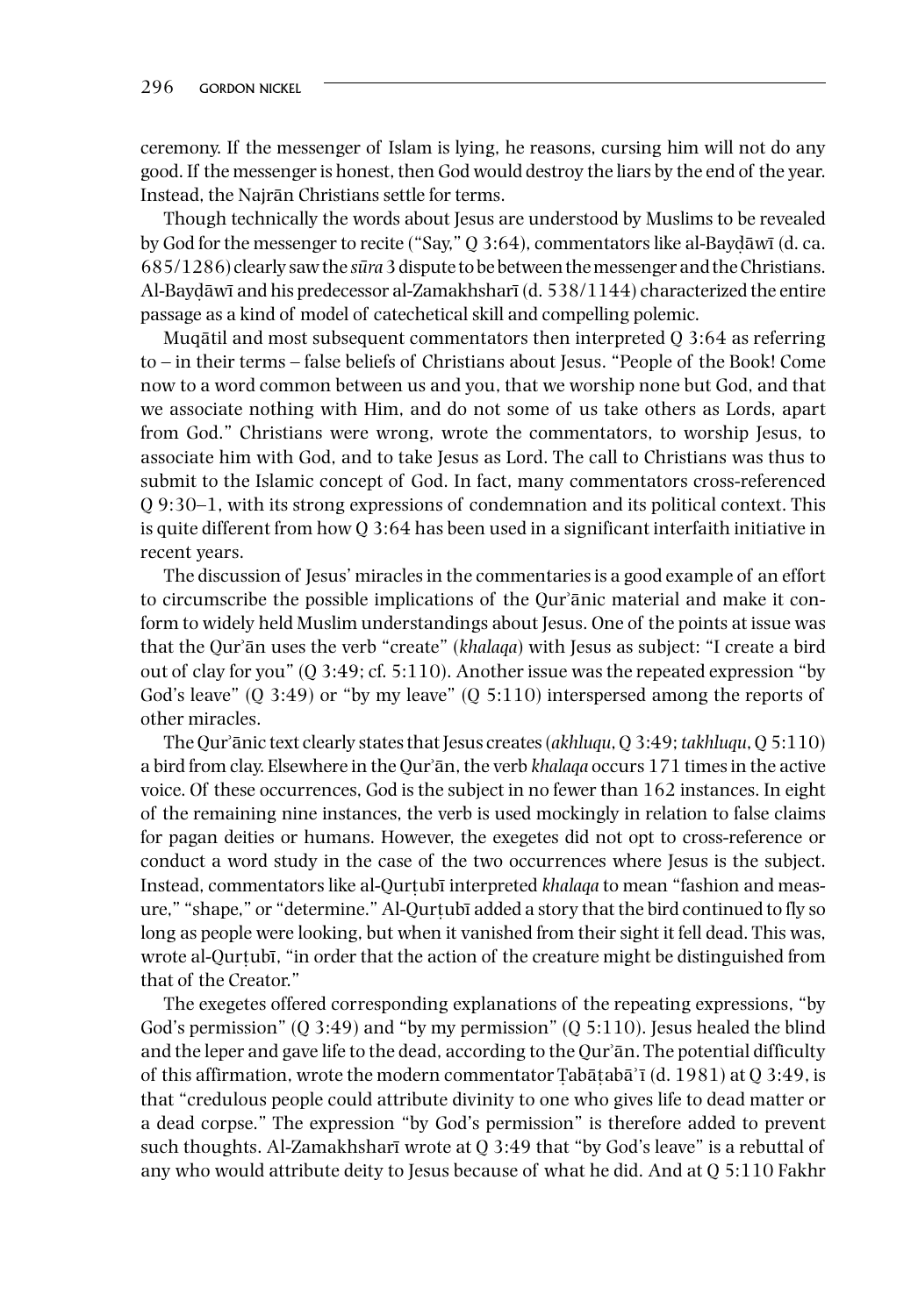ceremony. If the messenger of Islam is lying, he reasons, cursing him will not do any good. If the messenger is honest, then God would destroy the liars by the end of the year. Instead, the Najrān Christians settle for terms.

Though technically the words about Jesus are understood by Muslims to be revealed by God for the messenger to recite ("Say," Q 3:64), commentators like al-Bayḍāwī (d. ca. 685/1286) clearly saw the *sūra* 3 dispute to be between the messenger and the Christians. Al-Bayḍāwī and his predecessor al-Zamakhsharī (d. 538/1144) characterized the entire passage as a kind of model of catechetical skill and compelling polemic.

Muqātil and most subsequent commentators then interpreted Q 3:64 as referring to – in their terms – false beliefs of Christians about Jesus. "People of the Book! Come now to a word common between us and you, that we worship none but God, and that we associate nothing with Him, and do not some of us take others as Lords, apart from God." Christians were wrong, wrote the commentators, to worship Jesus, to associate him with God, and to take Jesus as Lord. The call to Christians was thus to submit to the Islamic concept of God. In fact, many commentators cross-referenced Q 9:30–1, with its strong expressions of condemnation and its political context. This is quite different from how Q 3:64 has been used in a significant interfaith initiative in recent years.

The discussion of Jesus' miracles in the commentaries is a good example of an effort to circumscribe the possible implications of the Qurʾānic material and make it conform to widely held Muslim understandings about Jesus. One of the points at issue was that the Qurʾān uses the verb "create" (*khalaqa*) with Jesus as subject: "I create a bird out of clay for you" (Q 3:49; cf. 5:110). Another issue was the repeated expression "by God's leave" (Q 3:49) or "by my leave" (Q 5:110) interspersed among the reports of other miracles.

The Qurʾānic text clearly states that Jesus creates (*akhluqu*, Q 3:49; *takhluqu*, Q 5:110) a bird from clay. Elsewhere in the Qurʾān, the verb *khalaqa* occurs 171 times in the active voice. Of these occurrences, God is the subject in no fewer than 162 instances. In eight of the remaining nine instances, the verb is used mockingly in relation to false claims for pagan deities or humans. However, the exegetes did not opt to cross-reference or conduct a word study in the case of the two occurrences where Jesus is the subject. Instead, commentators like al-Qurṭubī interpreted *khalaqa* to mean "fashion and measure," "shape," or "determine." Al-Qurṭubī added a story that the bird continued to fly so long as people were looking, but when it vanished from their sight it fell dead. This was, wrote al-Qurṭubī, "in order that the action of the creature might be distinguished from that of the Creator."

The exegetes offered corresponding explanations of the repeating expressions, "by God's permission" (Q 3:49) and "by my permission" (Q 5:110). Jesus healed the blind and the leper and gave life to the dead, according to the Qurʾān. The potential difficulty of this affirmation, wrote the modern commentator Ṭabāṭabāʾī (d. 1981) at Q 3:49, is that "credulous people could attribute divinity to one who gives life to dead matter or a dead corpse." The expression "by God's permission" is therefore added to prevent such thoughts. Al-Zamakhsharī wrote at Q 3:49 that "by God's leave" is a rebuttal of any who would attribute deity to Jesus because of what he did. And at Q 5:110 Fakhr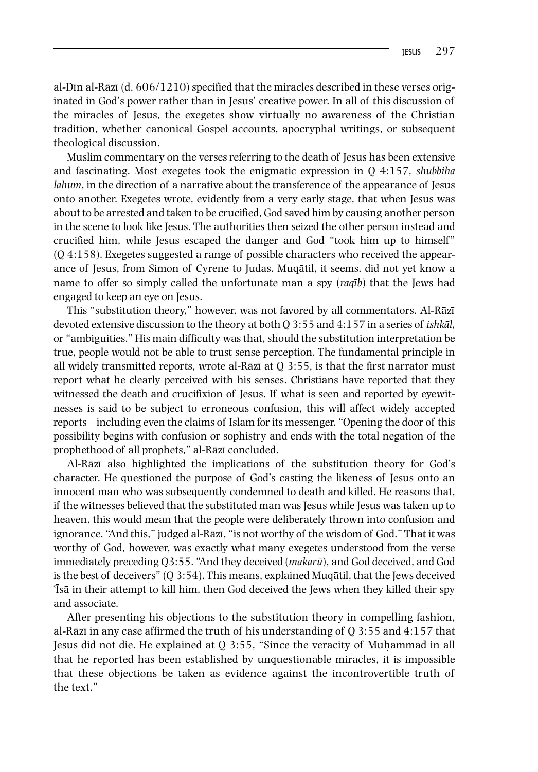al-Dīn al-Rāzī (d. 606/1210) specified that the miracles described in these verses originated in God's power rather than in Jesus' creative power. In all of this discussion of the miracles of Jesus, the exegetes show virtually no awareness of the Christian tradition, whether canonical Gospel accounts, apocryphal writings, or subsequent theological discussion.

Muslim commentary on the verses referring to the death of Jesus has been extensive and fascinating. Most exegetes took the enigmatic expression in Q 4:157, *shubbiha lahum*, in the direction of a narrative about the transference of the appearance of Jesus onto another. Exegetes wrote, evidently from a very early stage, that when Jesus was about to be arrested and taken to be crucified, God saved him by causing another person in the scene to look like Jesus. The authorities then seized the other person instead and crucified him, while Jesus escaped the danger and God "took him up to himself" (Q 4:158). Exegetes suggested a range of possible characters who received the appearance of Jesus, from Simon of Cyrene to Judas. Muqātil, it seems, did not yet know a name to offer so simply called the unfortunate man a spy (*raqīb*) that the Jews had engaged to keep an eye on Jesus.

This "substitution theory," however, was not favored by all commentators. Al-Rāzī devoted extensive discussion to the theory at both Q 3:55 and 4:157 in a series of *ishkāl*, or "ambiguities." His main difficulty was that, should the substitution interpretation be true, people would not be able to trust sense perception. The fundamental principle in all widely transmitted reports, wrote al-Rāzī at Q 3:55, is that the first narrator must report what he clearly perceived with his senses. Christians have reported that they witnessed the death and crucifixion of Jesus. If what is seen and reported by eyewitnesses is said to be subject to erroneous confusion, this will affect widely accepted reports – including even the claims of Islam for its messenger. "Opening the door of this possibility begins with confusion or sophistry and ends with the total negation of the prophethood of all prophets," al-Rāzī concluded.

Al-Rāzī also highlighted the implications of the substitution theory for God's character. He questioned the purpose of God's casting the likeness of Jesus onto an innocent man who was subsequently condemned to death and killed. He reasons that, if the witnesses believed that the substituted man was Jesus while Jesus was taken up to heaven, this would mean that the people were deliberately thrown into confusion and ignorance. "And this," judged al-Rāzī, "is not worthy of the wisdom of God." That it was worthy of God, however, was exactly what many exegetes understood from the verse immediately preceding Q3:55. "And they deceived (*makarū*), and God deceived, and God is the best of deceivers" (Q 3:54). This means, explained Muqātil, that the Jews deceived ʿĪsā in their attempt to kill him, then God deceived the Jews when they killed their spy and associate.

After presenting his objections to the substitution theory in compelling fashion, al-Rāzī in any case affirmed the truth of his understanding of Q 3:55 and 4:157 that Jesus did not die. He explained at Q 3:55, "Since the veracity of Muḥammad in all that he reported has been established by unquestionable miracles, it is impossible that these objections be taken as evidence against the incontrovertible truth of the text."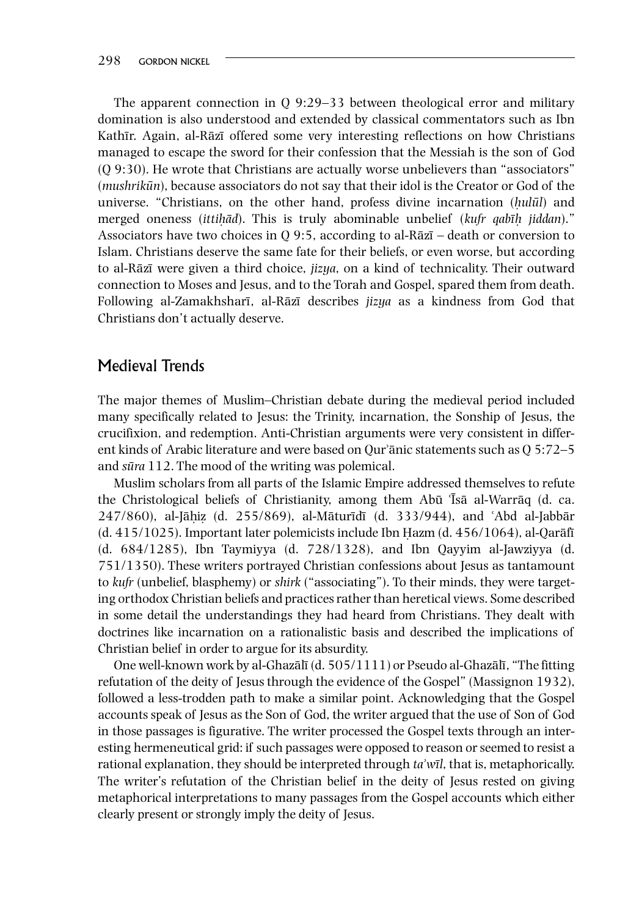The apparent connection in Q 9:29–33 between theological error and military domination is also understood and extended by classical commentators such as Ibn Kathīr. Again, al-Rāzī offered some very interesting reflections on how Christians managed to escape the sword for their confession that the Messiah is the son of God (Q 9:30). He wrote that Christians are actually worse unbelievers than "associators" (*mushrikūn*), because associators do not say that their idol is the Creator or God of the universe. "Christians, on the other hand, profess divine incarnation (*ḥulūl*) and merged oneness (*ittiḥād*). This is truly abominable unbelief (*kufr qabīḥ jiddan*)." Associators have two choices in Q 9:5, according to al-Rāzī – death or conversion to Islam. Christians deserve the same fate for their beliefs, or even worse, but according to al-Rāzī were given a third choice, *jizya*, on a kind of technicality. Their outward connection to Moses and Jesus, and to the Torah and Gospel, spared them from death. Following al-Zamakhsharī, al-Rāzī describes *jizya* as a kindness from God that Christians don't actually deserve.

## Medieval Trends

The major themes of Muslim–Christian debate during the medieval period included many specifically related to Jesus: the Trinity, incarnation, the Sonship of Jesus, the crucifixion, and redemption. Anti-Christian arguments were very consistent in different kinds of Arabic literature and were based on Qur'ānic statements such as Q 5:72–5 and *sūra* 112. The mood of the writing was polemical.

Muslim scholars from all parts of the Islamic Empire addressed themselves to refute the Christological beliefs of Christianity, among them Abū ʿĪsā al-Warrāq (d. ca. 247/860), al-Jāḥiẓ (d. 255/869), al-Māturīdī (d. 333/944), and ʿAbd al-Jabbār (d. 415/1025). Important later polemicists include Ibn Ḥazm (d. 456/1064), al-Qarāfī (d. 684/1285), Ibn Taymiyya (d. 728/1328), and Ibn Qayyim al-Jawziyya (d. 751/1350). These writers portrayed Christian confessions about Jesus as tantamount to *kufr* (unbelief, blasphemy) or *shirk* ("associating"). To their minds, they were targeting orthodox Christian beliefs and practices rather than heretical views. Some described in some detail the understandings they had heard from Christians. They dealt with doctrines like incarnation on a rationalistic basis and described the implications of Christian belief in order to argue for its absurdity.

One well-known work by al-Ghazālī (d. 505/1111) or Pseudo al-Ghazālī, "The fitting refutation of the deity of Jesus through the evidence of the Gospel" (Massignon 1932), followed a less-trodden path to make a similar point. Acknowledging that the Gospel accounts speak of Jesus as the Son of God, the writer argued that the use of Son of God in those passages is figurative. The writer processed the Gospel texts through an interesting hermeneutical grid: if such passages were opposed to reason or seemed to resist a rational explanation, they should be interpreted through *ta'wīl*, that is, metaphorically. The writer's refutation of the Christian belief in the deity of Jesus rested on giving metaphorical interpretations to many passages from the Gospel accounts which either clearly present or strongly imply the deity of Jesus.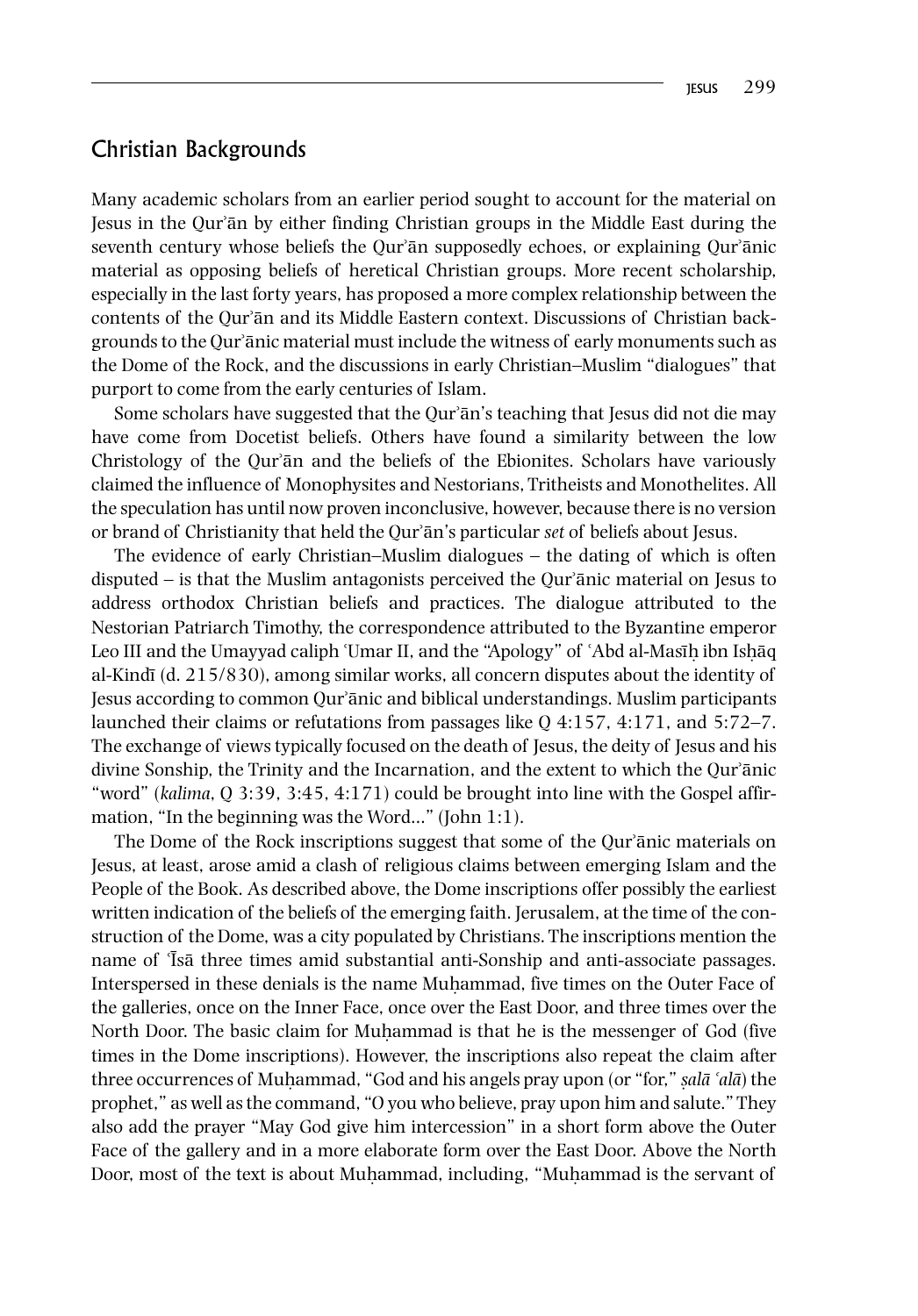## Christian Backgrounds

Many academic scholars from an earlier period sought to account for the material on Jesus in the Qurʾān by either finding Christian groups in the Middle East during the seventh century whose beliefs the Qurʾān supposedly echoes, or explaining Qurʾānic material as opposing beliefs of heretical Christian groups. More recent scholarship, especially in the last forty years, has proposed a more complex relationship between the contents of the Qurʾān and its Middle Eastern context. Discussions of Christian backgrounds to the Qurʾānic material must include the witness of early monuments such as the Dome of the Rock, and the discussions in early Christian–Muslim "dialogues" that purport to come from the early centuries of Islam.

Some scholars have suggested that the Qurʾān's teaching that Jesus did not die may have come from Docetist beliefs. Others have found a similarity between the low Christology of the Qurʾān and the beliefs of the Ebionites. Scholars have variously claimed the influence of Monophysites and Nestorians, Tritheists and Monothelites. All the speculation has until now proven inconclusive, however, because there is no version or brand of Christianity that held the Qurʾān's particular *set* of beliefs about Jesus.

The evidence of early Christian–Muslim dialogues – the dating of which is often disputed – is that the Muslim antagonists perceived the Qurʾānic material on Jesus to address orthodox Christian beliefs and practices. The dialogue attributed to the Nestorian Patriarch Timothy, the correspondence attributed to the Byzantine emperor Leo III and the Umayyad caliph ʿUmar II, and the "Apology" of ʿAbd al-Masīḥ ibn Isḥāq al-Kindī (d. 215/830), among similar works, all concern disputes about the identity of Jesus according to common Qurʾānic and biblical understandings. Muslim participants launched their claims or refutations from passages like Q 4:157, 4:171, and 5:72–7. The exchange of views typically focused on the death of Jesus, the deity of Jesus and his divine Sonship, the Trinity and the Incarnation, and the extent to which the Qurʾānic "word" (*kalima*, Q 3:39, 3:45, 4:171) could be brought into line with the Gospel affirmation, "In the beginning was the Word..." (John 1:1).

The Dome of the Rock inscriptions suggest that some of the Qurʾānic materials on Jesus, at least, arose amid a clash of religious claims between emerging Islam and the People of the Book. As described above, the Dome inscriptions offer possibly the earliest written indication of the beliefs of the emerging faith. Jerusalem, at the time of the construction of the Dome, was a city populated by Christians. The inscriptions mention the name of ʿĪsā three times amid substantial anti-Sonship and anti-associate passages. Interspersed in these denials is the name Muḥammad, five times on the Outer Face of the galleries, once on the Inner Face, once over the East Door, and three times over the North Door. The basic claim for Muḥammad is that he is the messenger of God (five times in the Dome inscriptions). However, the inscriptions also repeat the claim after three occurrences of Muḥammad, "God and his angels pray upon (or "for," *ṣalā ʿalā*) the prophet," as well as the command, "O you who believe, pray upon him and salute." They also add the prayer "May God give him intercession" in a short form above the Outer Face of the gallery and in a more elaborate form over the East Door. Above the North Door, most of the text is about Muḥammad, including, "Muḥammad is the servant of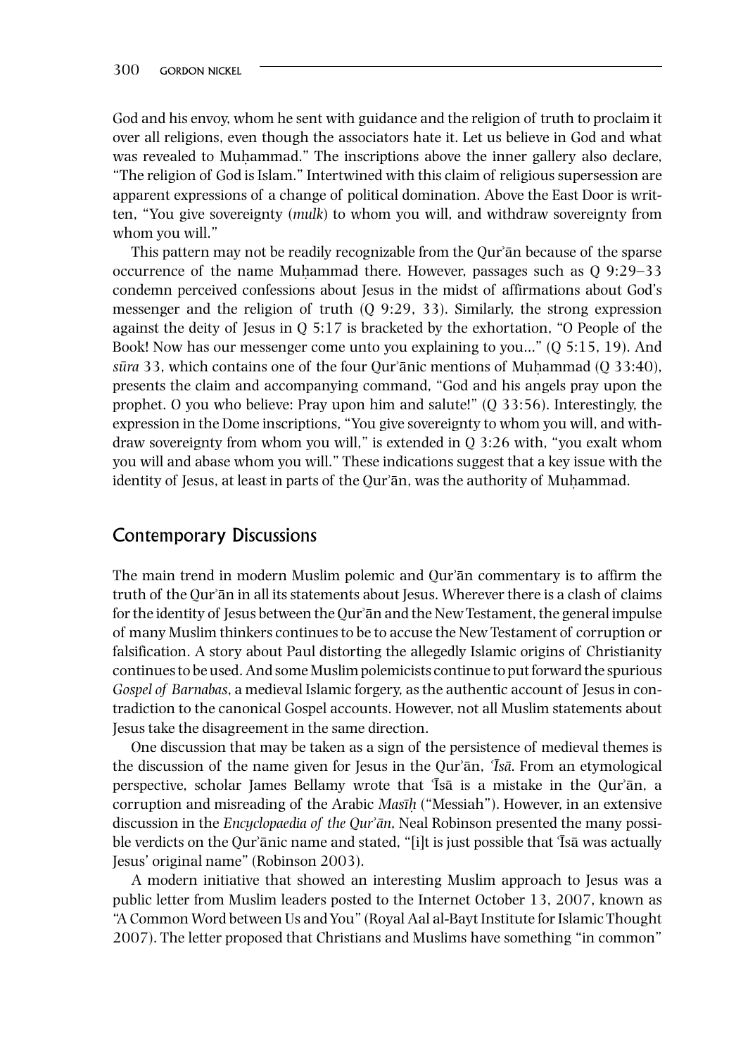God and his envoy, whom he sent with guidance and the religion of truth to proclaim it over all religions, even though the associators hate it. Let us believe in God and what was revealed to Muḥammad." The inscriptions above the inner gallery also declare, "The religion of God is Islam." Intertwined with this claim of religious supersession are apparent expressions of a change of political domination. Above the East Door is written, "You give sovereignty (*mulk*) to whom you will, and withdraw sovereignty from whom you will."

This pattern may not be readily recognizable from the Qurʾān because of the sparse occurrence of the name Muḥammad there. However, passages such as Q 9:29–33 condemn perceived confessions about Jesus in the midst of affirmations about God's messenger and the religion of truth (Q 9:29, 33). Similarly, the strong expression against the deity of Jesus in Q 5:17 is bracketed by the exhortation, "O People of the Book! Now has our messenger come unto you explaining to you…" (Q 5:15, 19). And *sūra* 33, which contains one of the four Qurʾānic mentions of Muḥammad (Q 33:40), presents the claim and accompanying command, "God and his angels pray upon the prophet. O you who believe: Pray upon him and salute!" (Q 33:56). Interestingly, the expression in the Dome inscriptions, "You give sovereignty to whom you will, and withdraw sovereignty from whom you will," is extended in Q 3:26 with, "you exalt whom you will and abase whom you will." These indications suggest that a key issue with the identity of Jesus, at least in parts of the Qurʾān, was the authority of Muḥammad.

## Contemporary Discussions

The main trend in modern Muslim polemic and Qurʾān commentary is to affirm the truth of the Qurʾān in all its statements about Jesus. Wherever there is a clash of claims for the identity of Jesus between the Qurʾān and the New Testament, the general impulse of many Muslim thinkers continues to be to accuse the New Testament of corruption or falsification. A story about Paul distorting the allegedly Islamic origins of Christianity continues to be used. And some Muslim polemicists continue to put forward the spurious *Gospel of Barnabas*, a medieval Islamic forgery, as the authentic account of Jesus in contradiction to the canonical Gospel accounts. However, not all Muslim statements about Jesus take the disagreement in the same direction.

One discussion that may be taken as a sign of the persistence of medieval themes is the discussion of the name given for Jesus in the Qurʾān, *ʿĪsā*. From an etymological perspective, scholar James Bellamy wrote that ʿĪsā is a mistake in the Qurʾān, a corruption and misreading of the Arabic *Masīḥ* ("Messiah"). However, in an extensive discussion in the *Encyclopaedia of the Qurʾān*, Neal Robinson presented the many possible verdicts on the Qurʾānic name and stated, "[i]t is just possible that ʿĪsā was actually Jesus' original name" (Robinson 2003).

A modern initiative that showed an interesting Muslim approach to Jesus was a public letter from Muslim leaders posted to the Internet October 13, 2007, known as "A Common Word between Us and You" (Royal Aal al-Bayt Institute for Islamic Thought 2007). The letter proposed that Christians and Muslims have something "in common"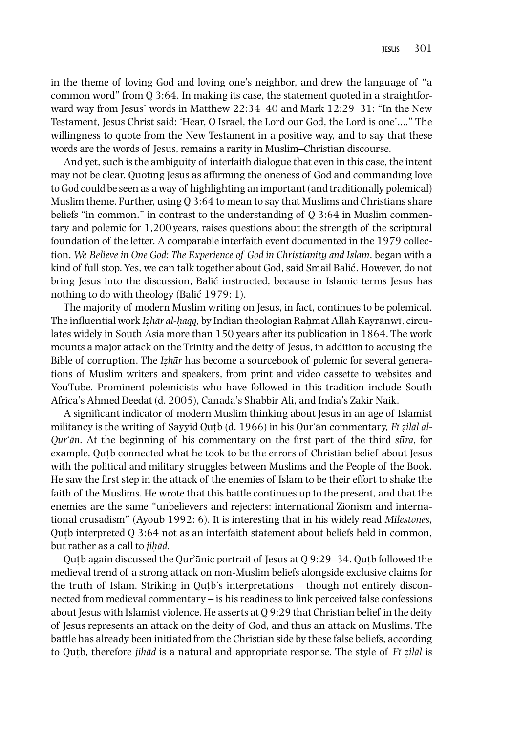in the theme of loving God and loving one's neighbor, and drew the language of "a common word" from Q 3:64. In making its case, the statement quoted in a straightforward way from Jesus' words in Matthew 22:34–40 and Mark 12:29–31: "In the New Testament, Jesus Christ said: 'Hear, O Israel, the Lord our God, the Lord is one'…." The willingness to quote from the New Testament in a positive way, and to say that these words are the words of Jesus, remains a rarity in Muslim–Christian discourse.

And yet, such is the ambiguity of interfaith dialogue that even in this case, the intent may not be clear. Quoting Jesus as affirming the oneness of God and commanding love to God could be seen as a way of highlighting an important (and traditionally polemical) Muslim theme. Further, using Q 3:64 to mean to say that Muslims and Christians share beliefs "in common," in contrast to the understanding of Q 3:64 in Muslim commentary and polemic for 1,200 years, raises questions about the strength of the scriptural foundation of the letter. A comparable interfaith event documented in the 1979 collection, *We Believe in One God: The Experience of God in Christianity and Islam*, began with a kind of full stop. Yes, we can talk together about God, said Smail Balić. However, do not bring Jesus into the discussion, Balić instructed, because in Islamic terms Jesus has nothing to do with theology (Balić 1979: 1).

The majority of modern Muslim writing on Jesus, in fact, continues to be polemical. The influential work *Iẓhār al-ḥaqq*, by Indian theologian Raḥmat Allāh Kayrānwī, circulates widely in South Asia more than 150 years after its publication in 1864. The work mounts a major attack on the Trinity and the deity of Jesus, in addition to accusing the Bible of corruption. The *Iẓhār* has become a sourcebook of polemic for several generations of Muslim writers and speakers, from print and video cassette to websites and YouTube. Prominent polemicists who have followed in this tradition include South Africa's Ahmed Deedat (d. 2005), Canada's Shabbir Ali, and India's Zakir Naik.

A significant indicator of modern Muslim thinking about Jesus in an age of Islamist militancy is the writing of Sayyid Quṭb (d. 1966) in his Qurʾān commentary, *Fī ẓilāl al-Qurʾān*. At the beginning of his commentary on the first part of the third *sūra*, for example, Quṭb connected what he took to be the errors of Christian belief about Jesus with the political and military struggles between Muslims and the People of the Book. He saw the first step in the attack of the enemies of Islam to be their effort to shake the faith of the Muslims. He wrote that this battle continues up to the present, and that the enemies are the same "unbelievers and rejecters: international Zionism and international crusadism" (Ayoub 1992: 6). It is interesting that in his widely read *Milestones*, Quṭb interpreted Q 3:64 not as an interfaith statement about beliefs held in common, but rather as a call to *jiḥād*.

Quṭb again discussed the Qurʾānic portrait of Jesus at Q 9:29–34. Quṭb followed the medieval trend of a strong attack on non-Muslim beliefs alongside exclusive claims for the truth of Islam. Striking in Quṭb's interpretations – though not entirely disconnected from medieval commentary – is his readiness to link perceived false confessions about Jesus with Islamist violence. He asserts at Q 9:29 that Christian belief in the deity of Jesus represents an attack on the deity of God, and thus an attack on Muslims. The battle has already been initiated from the Christian side by these false beliefs, according to Quṭb, therefore *jihād* is a natural and appropriate response. The style of *Fī ẓilāl* is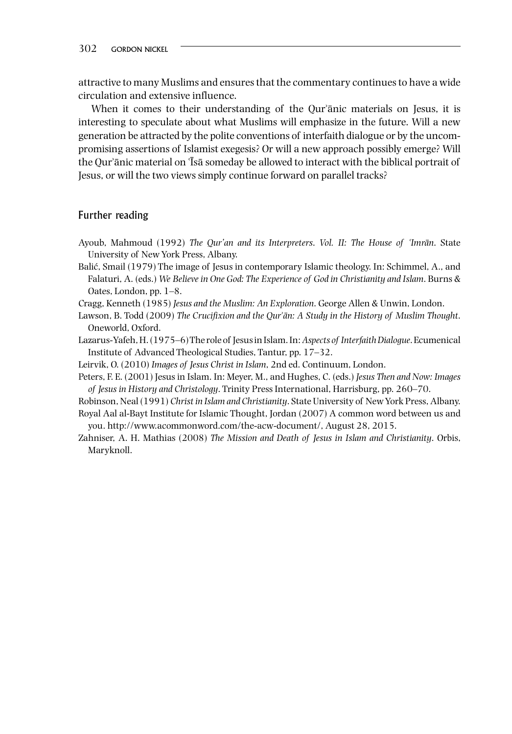attractive to many Muslims and ensures that the commentary continues to have a wide circulation and extensive influence.

When it comes to their understanding of the Qurʾānic materials on Jesus, it is interesting to speculate about what Muslims will emphasize in the future. Will a new generation be attracted by the polite conventions of interfaith dialogue or by the uncompromising assertions of Islamist exegesis? Or will a new approach possibly emerge? Will the Qurʾānic material on ʿĪsā someday be allowed to interact with the biblical portrait of Jesus, or will the two views simply continue forward on parallel tracks?

## Further reading

Ayoub, Mahmoud (1992) *The Qur'an and its Interpreters. Vol. II: The House of ʿImrān*. State University of New York Press, Albany.

Balić, Smail (1979) The image of Jesus in contemporary Islamic theology. In: Schimmel, A., and Falaturi, A. (eds.) *We Believe in One God: The Experience of God in Christianity and Islam*. Burns & Oates, London, pp. 1–8.

Cragg, Kenneth (1985) *Jesus and the Muslim: An Exploration*. George Allen & Unwin, London.

Lawson, B. Todd (2009) *The Crucifixion and the Qurʾān: A Study in the History of Muslim Thought*. Oneworld, Oxford.

Lazarus-Yafeh, H. (1975–6) The role of Jesus in Islam. In: *Aspects of Interfaith Dialogue*. Ecumenical Institute of Advanced Theological Studies, Tantur, pp. 17–32.

Leirvik, O. (2010) *Images of Jesus Christ in Islam*, 2nd ed. Continuum, London.

Peters, F. E. (2001) Jesus in Islam. In: Meyer, M., and Hughes, C. (eds.) *Jesus Then and Now: Images of Jesus in History and Christology*. Trinity Press International, Harrisburg, pp. 260–70.

Robinson, Neal (1991) *Christ in Islam and Christianity*. State University of New York Press, Albany.

Royal Aal al-Bayt Institute for Islamic Thought, Jordan (2007) A common word between us and you. http://www.acommonword.com/the-acw-document/, August 28, 2015.

Zahniser, A. H. Mathias (2008) *The Mission and Death of Jesus in Islam and Christianity*. Orbis, Maryknoll.